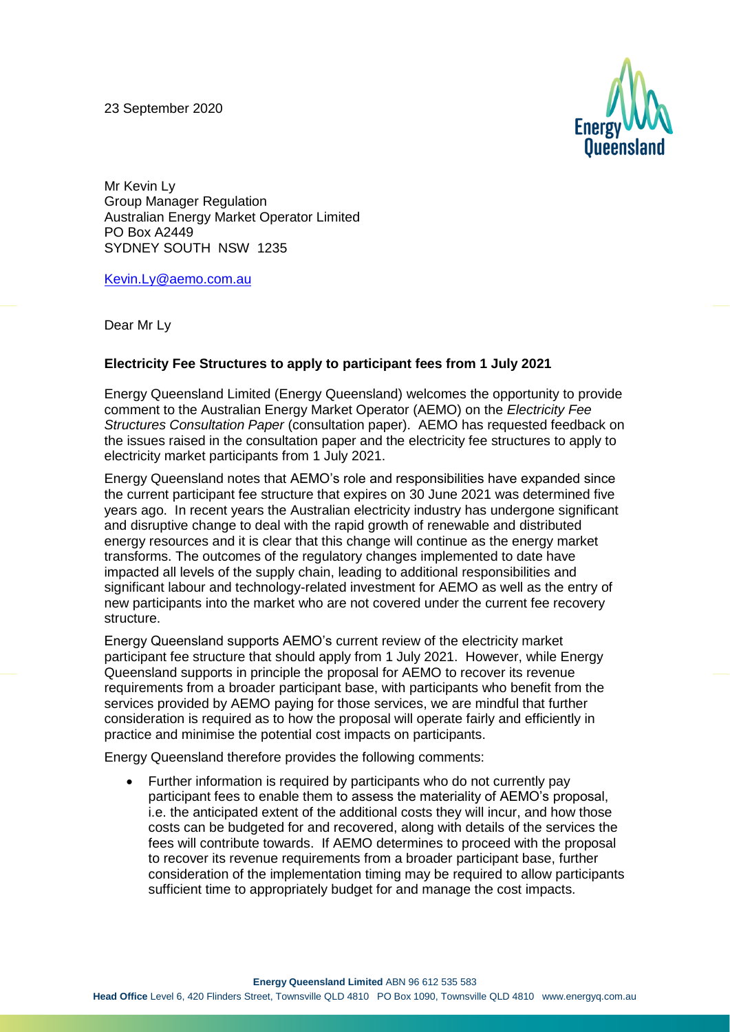23 September 2020

Mr Kevin Ly
Group Manager Regulation
Australian Energy Market Operator Limited
PO Box A2449
SYDNEY SOUTH NSW 1235

Kevin.Ly@aemo.com.au

Dear Mr Ly

**Electricity Fee Structures to apply to participant fees from 1 July 2021**

Energy Queensland Limited (Energy Queensland) welcomes the opportunity to provide comment to the Australian Energy Market Operator (AEMO) on the *Electricity Fee Structures Consultation Paper* (consultation paper). AEMO has requested feedback on the issues raised in the consultation paper and the electricity fee structures to apply to electricity market participants from 1 July 2021.

Energy Queensland notes that AEMO's role and responsibilities have expanded since the current participant fee structure that expires on 30 June 2021 was determined five years ago. In recent years the Australian electricity industry has undergone significant and disruptive change to deal with the rapid growth of renewable and distributed energy resources and it is clear that this change will continue as the energy market transforms. The outcomes of the regulatory changes implemented to date have impacted all levels of the supply chain, leading to additional responsibilities and significant labour and technology-related investment for AEMO as well as the entry of new participants into the market who are not covered under the current fee recovery structure.

Energy Queensland supports AEMO's current review of the electricity market participant fee structure that should apply from 1 July 2021. However, while Energy Queensland supports in principle the proposal for AEMO to recover its revenue requirements from a broader participant base, with participants who benefit from the services provided by AEMO paying for those services, we are mindful that further consideration is required as to how the proposal will operate fairly and efficiently in practice and minimise the potential cost impacts on participants.

Energy Queensland therefore provides the following comments:

- Further information is required by participants who do not currently pay participant fees to enable them to assess the materiality of AEMO's proposal, i.e. the anticipated extent of the additional costs they will incur, and how those costs can be budgeted for and recovered, along with details of the services the fees will contribute towards. If AEMO determines to proceed with the proposal to recover its revenue requirements from a broader participant base, further consideration of the implementation timing may be required to allow participants sufficient time to appropriately budget for and manage the cost impacts.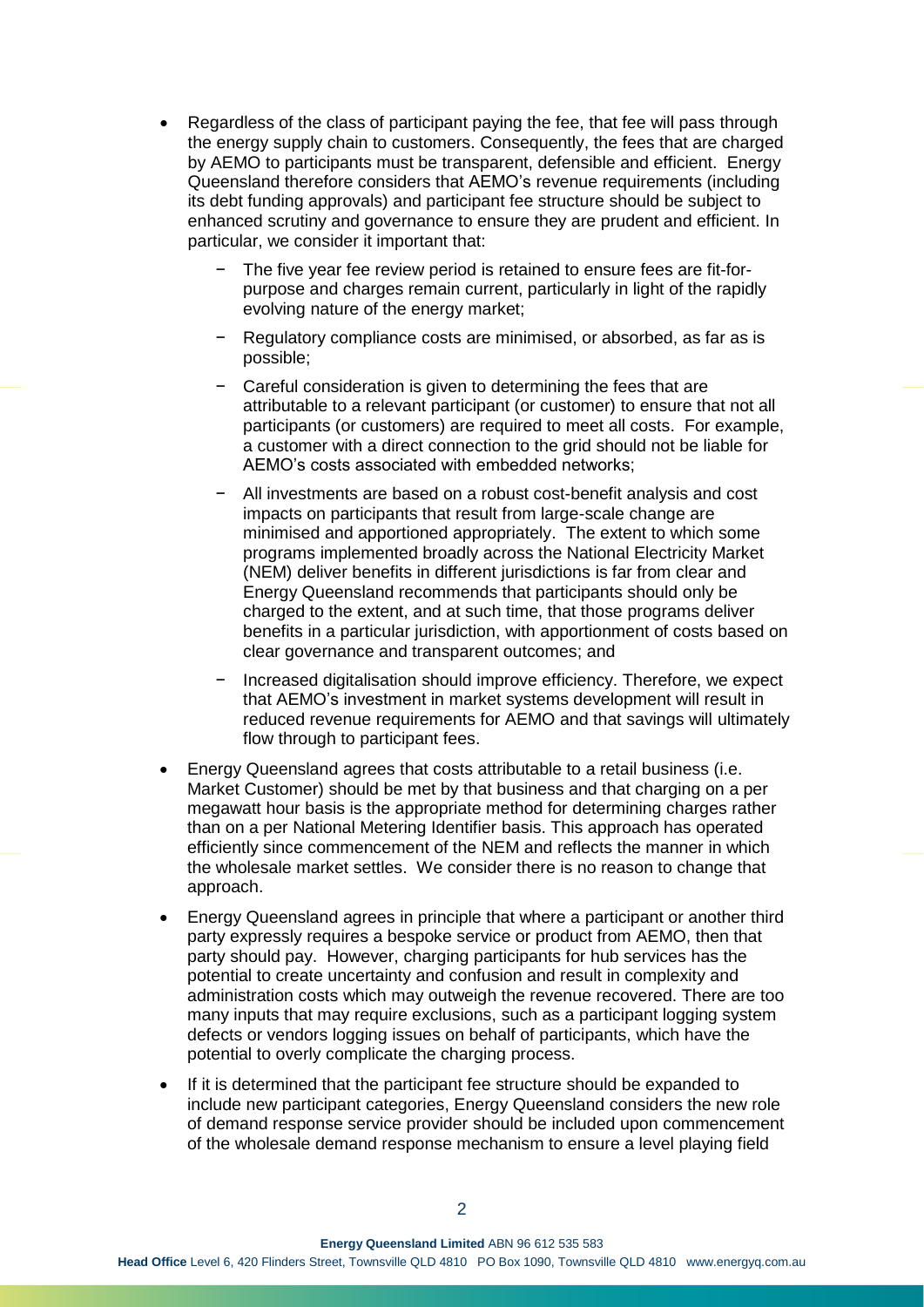- Regardless of the class of participant paying the fee, that fee will pass through the energy supply chain to customers. Consequently, the fees that are charged by AEMO to participants must be transparent, defensible and efficient. Energy Queensland therefore considers that AEMO's revenue requirements (including its debt funding approvals) and participant fee structure should be subject to enhanced scrutiny and governance to ensure they are prudent and efficient. In particular, we consider it important that:
  - The five year fee review period is retained to ensure fees are fit-for-purpose and charges remain current, particularly in light of the rapidly evolving nature of the energy market;
  - Regulatory compliance costs are minimised, or absorbed, as far as is possible;
  - Careful consideration is given to determining the fees that are attributable to a relevant participant (or customer) to ensure that not all participants (or customers) are required to meet all costs. For example, a customer with a direct connection to the grid should not be liable for AEMO's costs associated with embedded networks;
  - All investments are based on a robust cost-benefit analysis and cost impacts on participants that result from large-scale change are minimised and apportioned appropriately. The extent to which some programs implemented broadly across the National Electricity Market (NEM) deliver benefits in different jurisdictions is far from clear and Energy Queensland recommends that participants should only be charged to the extent, and at such time, that those programs deliver benefits in a particular jurisdiction, with apportionment of costs based on clear governance and transparent outcomes; and
  - Increased digitalisation should improve efficiency. Therefore, we expect that AEMO's investment in market systems development will result in reduced revenue requirements for AEMO and that savings will ultimately flow through to participant fees.
- Energy Queensland agrees that costs attributable to a retail business (i.e. Market Customer) should be met by that business and that charging on a per megawatt hour basis is the appropriate method for determining charges rather than on a per National Metering Identifier basis. This approach has operated efficiently since commencement of the NEM and reflects the manner in which the wholesale market settles. We consider there is no reason to change that approach.
- Energy Queensland agrees in principle that where a participant or another third party expressly requires a bespoke service or product from AEMO, then that party should pay. However, charging participants for hub services has the potential to create uncertainty and confusion and result in complexity and administration costs which may outweigh the revenue recovered. There are too many inputs that may require exclusions, such as a participant logging system defects or vendors logging issues on behalf of participants, which have the potential to overly complicate the charging process.
- If it is determined that the participant fee structure should be expanded to include new participant categories, Energy Queensland considers the new role of demand response service provider should be included upon commencement of the wholesale demand response mechanism to ensure a level playing field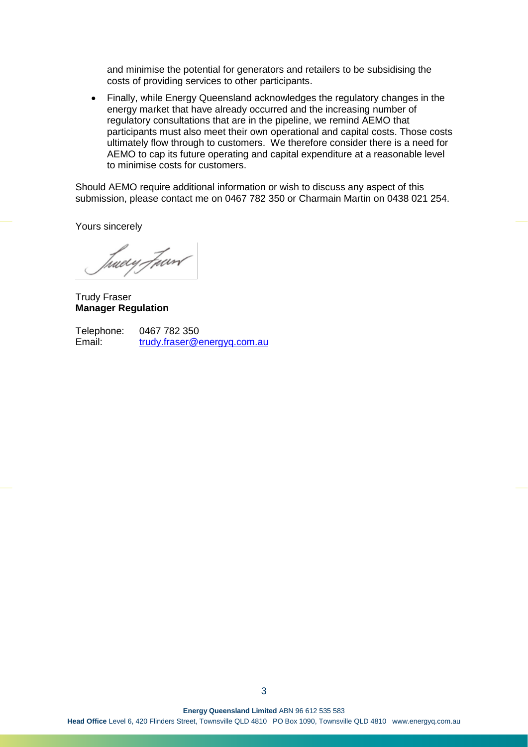and minimise the potential for generators and retailers to be subsidising the costs of providing services to other participants.

- Finally, while Energy Queensland acknowledges the regulatory changes in the energy market that have already occurred and the increasing number of regulatory consultations that are in the pipeline, we remind AEMO that participants must also meet their own operational and capital costs. Those costs ultimately flow through to customers. We therefore consider there is a need for AEMO to cap its future operating and capital expenditure at a reasonable level to minimise costs for customers.

Should AEMO require additional information or wish to discuss any aspect of this submission, please contact me on 0467 782 350 or Charmain Martin on 0438 021 254.

Yours sincerely

Trudy Fraser
**Manager Regulation**

Telephone: 0467 782 350
Email: trudy.fraser@energyq.com.au

**Energy Queensland Limited** ABN 96 612 535 583
**Head Office** Level 6, 420 Flinders Street, Townsville QLD 4810 PO Box 1090, Townsville QLD 4810 www.energyq.com.au